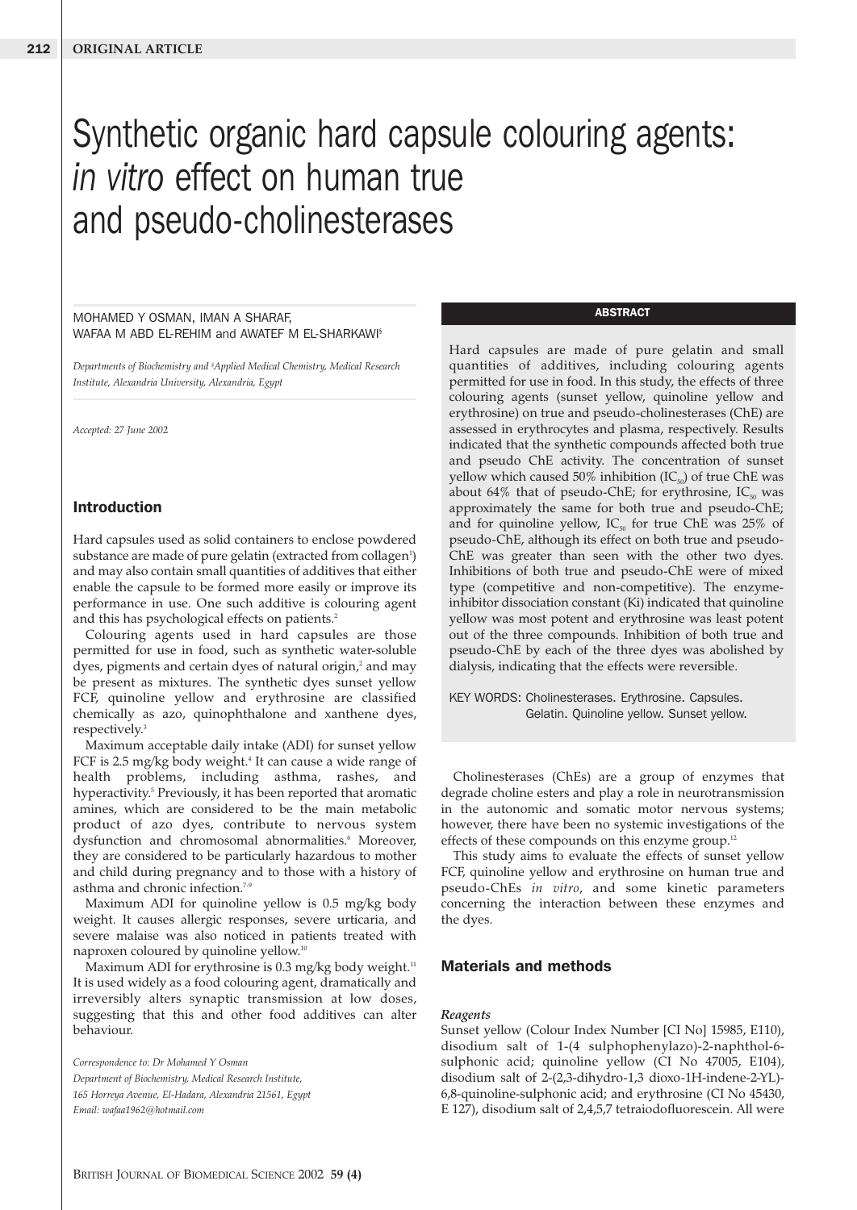# Synthetic organic hard capsule colouring agents: *in vitro* effect on human true and pseudo-cholinesterases

MOHAMED Y OSMAN, IMAN A SHARAF, WAFAA M ABD EL-REHIM and AWATEF M EL-SHARKAWI[§]

*Departments of Biochemistry and [§]Applied Medical Chemistry, Medical Research Institute, Alexandria University, Alexandria, Egypt*

*Accepted: 27 June 2002*

## ABSTRACT

Hard capsules are made of pure gelatin and small quantities of additives, including colouring agents permitted for use in food. In this study, the effects of three colouring agents (sunset yellow, quinoline yellow and erythrosine) on true and pseudo-cholinesterases (ChE) are assessed in erythrocytes and plasma, respectively. Results indicated that the synthetic compounds affected both true and pseudo ChE activity. The concentration of sunset yellow which caused 50% inhibition ($IC_{50}$) of true ChE was about 64% that of pseudo-ChE; for erythrosine, $IC_{50}$ was approximately the same for both true and pseudo-ChE; and for quinoline yellow, $IC_{50}$ for true ChE was 25% of pseudo-ChE, although its effect on both true and pseudo-ChE was greater than seen with the other two dyes. Inhibitions of both true and pseudo-ChE were of mixed type (competitive and non-competitive). The enzyme-inhibitor dissociation constant (Ki) indicated that quinoline yellow was most potent and erythrosine was least potent out of the three compounds. Inhibition of both true and pseudo-ChE by each of the three dyes was abolished by dialysis, indicating that the effects were reversible.

KEY WORDS: Cholinesterases. Erythrosine. Capsules. Gelatin. Quinoline yellow. Sunset yellow.

## Introduction

Hard capsules used as solid containers to enclose powdered substance are made of pure gelatin (extracted from collagen[1]) and may also contain small quantities of additives that either enable the capsule to be formed more easily or improve its performance in use. One such additive is colouring agent and this has psychological effects on patients.[2]

Colouring agents used in hard capsules are those permitted for use in food, such as synthetic water-soluble dyes, pigments and certain dyes of natural origin,[2] and may be present as mixtures. The synthetic dyes sunset yellow FCF, quinoline yellow and erythrosine are classified chemically as azo, quinophthalone and xanthene dyes, respectively.[3]

Maximum acceptable daily intake (ADI) for sunset yellow FCF is 2.5 mg/kg body weight.[4] It can cause a wide range of health problems, including asthma, rashes, and hyperactivity.[5] Previously, it has been reported that aromatic amines, which are considered to be the main metabolic product of azo dyes, contribute to nervous system dysfunction and chromosomal abnormalities.[6] Moreover, they are considered to be particularly hazardous to mother and child during pregnancy and to those with a history of asthma and chronic infection.[7-9]

Maximum ADI for quinoline yellow is 0.5 mg/kg body weight. It causes allergic responses, severe urticaria, and severe malaise was also noticed in patients treated with naproxen coloured by quinoline yellow.[10]

Maximum ADI for erythrosine is 0.3 mg/kg body weight.[11] It is used widely as a food colouring agent, dramatically and irreversibly alters synaptic transmission at low doses, suggesting that this and other food additives can alter behaviour.

Cholinesterases (ChEs) are a group of enzymes that degrade choline esters and play a role in neurotransmission in the autonomic and somatic motor nervous systems; however, there have been no systemic investigations of the effects of these compounds on this enzyme group.[12]

This study aims to evaluate the effects of sunset yellow FCF, quinoline yellow and erythrosine on human true and pseudo-ChEs *in vitro*, and some kinetic parameters concerning the interaction between these enzymes and the dyes.

*Correspondence to: Dr Mohamed Y Osman*
*Department of Biochemistry, Medical Research Institute,*
*165 Horreya Avenue, El-Hadara, Alexandria 21561, Egypt*
*Email: wafaa1962@hotmail.com*

## Materials and methods

### *Reagents*

Sunset yellow (Colour Index Number [CI No] 15985, E110), disodium salt of 1-(4 sulphophenylazo)-2-naphthol-6-sulphonic acid; quinoline yellow (CI No 47005, E104), disodium salt of 2-(2,3-dihydro-1,3 dioxo-1H-indene-2-YL)-6,8-quinoline-sulphonic acid; and erythrosine (CI No 45430, E 127), disodium salt of 2,4,5,7 tetraiodofluorescein. All were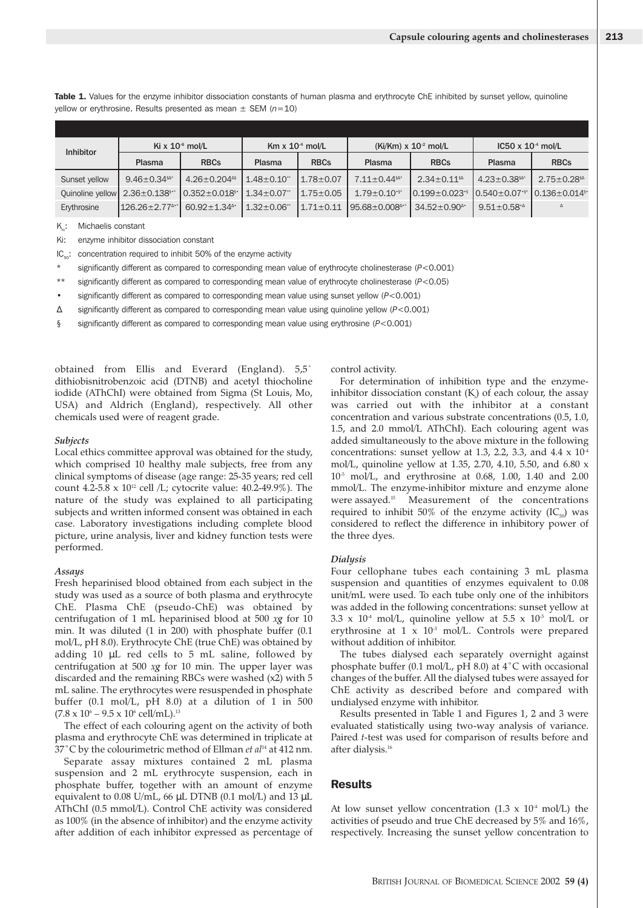**Table 1.** Values for the enzyme inhibitor dissociation constants of human plasma and erythrocyte ChE inhibited by sunset yellow, quinoline yellow or erythrosine. Results presented as mean ± SEM ($n$=10)

| Inhibitor | Ki x $10^{-6}$ mol/L | | Km x $10^{-4}$ mol/L | | (Ki/Km) x $10^{-2}$ mol/L | | IC50 x $10^{-4}$ mol/L | |
|---|---|---|---|---|---|---|---|---|
| | Plasma | RBCs | Plasma | RBCs | Plasma | RBCs | Plasma | RBCs |
| Sunset yellow | 9.46±0.34§Δ* | 4.26±0.204Δ§ | 1.48±0.10** | 1.78±0.07 | 7.11±0.44§Δ* | 2.34±0.11§Δ | 4.23±0.38§Δ* | 2.75±0.28§Δ |
| Quinoline yellow | 2.36±0.138§•* | 0.352±0.018§• | 1.34±0.07** | 1.75±0.05 | 1.79±0.10•§* | 0.199±0.023•§ | 0.540±0.07•§* | 0.136±0.014§• |
| Erythrosine | 126.26±2.77Δ•* | 60.92±1.34Δ• | 1.32±0.06** | 1.71±0.11 | 95.68±0.008Δ•* | 34.52±0.90Δ• | 9.51±0.58•Δ | Δ |

$K_m$: Michaelis constant

Ki: enzyme inhibitor dissociation constant

$IC_{50}$: concentration required to inhibit 50% of the enzyme activity

\* significantly different as compared to corresponding mean value of erythrocyte cholinesterase ($P$<0.001)

\*\* significantly different as compared to corresponding mean value of erythrocyte cholinesterase ($P$<0.05)

• significantly different as compared to corresponding mean value using sunset yellow ($P$<0.001)

Δ significantly different as compared to corresponding mean value using quinoline yellow ($P$<0.001)

§ significantly different as compared to corresponding mean value using erythrosine ($P$<0.001)

obtained from Ellis and Everard (England). 5,5` dithiobisnitrobenzoic acid (DTNB) and acetyl thiocholine iodide (AThChI) were obtained from Sigma (St Louis, Mo, USA) and Aldrich (England), respectively. All other chemicals used were of reagent grade.

### *Subjects*

Local ethics committee approval was obtained for the study, which comprised 10 healthy male subjects, free from any clinical symptoms of disease (age range: 25-35 years; red cell count 4.2-5.8 x $10^{12}$ cell /L; cytocrite value: 40.2-49.9%). The nature of the study was explained to all participating subjects and written informed consent was obtained in each case. Laboratory investigations including complete blood picture, urine analysis, liver and kidney function tests were performed.

### *Assays*

Fresh heparinised blood obtained from each subject in the study was used as a source of both plasma and erythrocyte ChE. Plasma ChE (pseudo-ChE) was obtained by centrifugation of 1 mL heparinised blood at 500 *xg* for 10 min. It was diluted (1 in 200) with phosphate buffer (0.1 mol/L, pH 8.0). Erythrocyte ChE (true ChE) was obtained by adding 10 μL red cells to 5 mL saline, followed by centrifugation at 500 *xg* for 10 min. The upper layer was discarded and the remaining RBCs were washed (x2) with 5 mL saline. The erythrocytes were resuspended in phosphate buffer (0.1 mol/L, pH 8.0) at a dilution of 1 in 500 (7.8 x $10^6$ – 9.5 x $10^6$ cell/mL).[13]

The effect of each colouring agent on the activity of both plasma and erythrocyte ChE was determined in triplicate at 37°C by the colourimetric method of Ellman *et al*[14] at 412 nm.

Separate assay mixtures contained 2 mL plasma suspension and 2 mL erythrocyte suspension, each in phosphate buffer, together with an amount of enzyme equivalent to 0.08 U/mL, 66 μL DTNB (0.1 mol/L) and 13 μL AThChI (0.5 mmol/L). Control ChE activity was considered as 100% (in the absence of inhibitor) and the enzyme activity after addition of each inhibitor expressed as percentage of control activity.

For determination of inhibition type and the enzyme-inhibitor dissociation constant ($K_i$) of each colour, the assay was carried out with the inhibitor at a constant concentration and various substrate concentrations (0.5, 1.0, 1.5, and 2.0 mmol/L AThChI). Each colouring agent was added simultaneously to the above mixture in the following concentrations: sunset yellow at 1.3, 2.2, 3.3, and 4.4 x $10^{-4}$ mol/L, quinoline yellow at 1.35, 2.70, 4.10, 5.50, and 6.80 x $10^{-5}$ mol/L, and erythrosine at 0.68, 1.00, 1.40 and 2.00 mmol/L. The enzyme-inhibitor mixture and enzyme alone were assayed.[15] Measurement of the concentrations required to inhibit 50% of the enzyme activity ($IC_{50}$) was considered to reflect the difference in inhibitory power of the three dyes.

### *Dialysis*

Four cellophane tubes each containing 3 mL plasma suspension and quantities of enzymes equivalent to 0.08 unit/mL were used. To each tube only one of the inhibitors was added in the following concentrations: sunset yellow at 3.3 x $10^{-4}$ mol/L, quinoline yellow at 5.5 x $10^{-5}$ mol/L or erythrosine at 1 x $10^{-3}$ mol/L. Controls were prepared without addition of inhibitor.

The tubes dialysed each separately overnight against phosphate buffer (0.1 mol/L, pH 8.0) at 4°C with occasional changes of the buffer. All the dialysed tubes were assayed for ChE activity as described before and compared with undialysed enzyme with inhibitor.

Results presented in Table 1 and Figures 1, 2 and 3 were evaluated statistically using two-way analysis of variance. Paired *t*-test was used for comparison of results before and after dialysis.[16]

## Results

At low sunset yellow concentration (1.3 x $10^{-4}$ mol/L) the activities of pseudo and true ChE decreased by 5% and 16%, respectively. Increasing the sunset yellow concentration to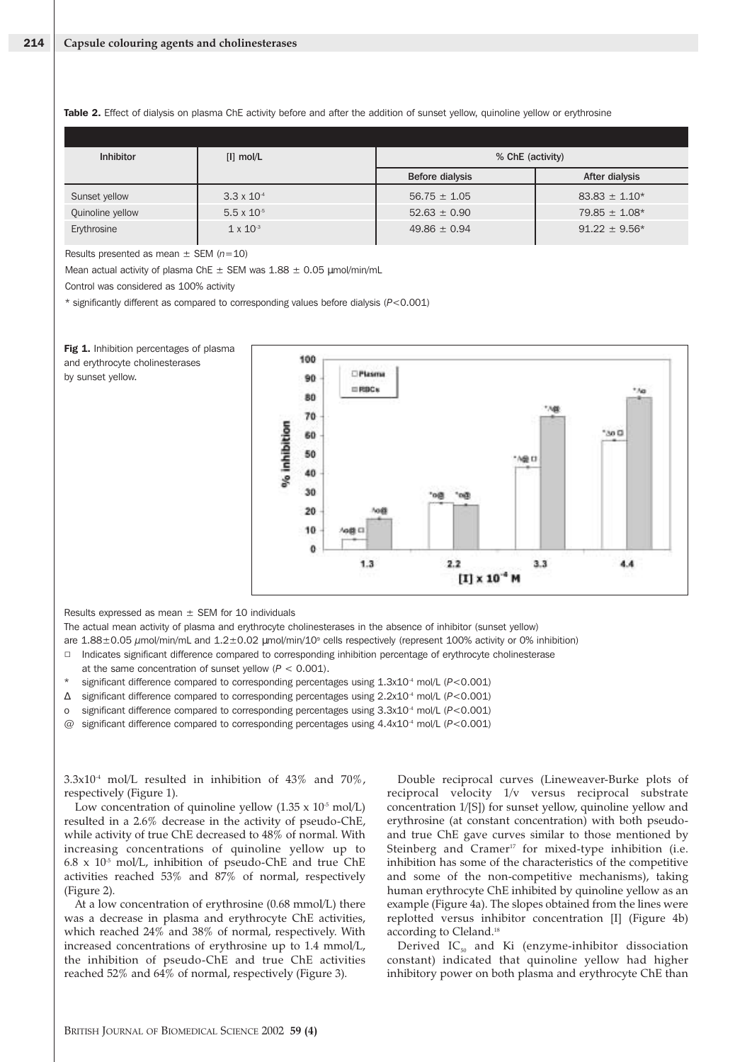**Table 2.** Effect of dialysis on plasma ChE activity before and after the addition of sunset yellow, quinoline yellow or erythrosine

| Inhibitor | [I] mol/L | % ChE (activity) | |
|---|---|---|---|
| | | Before dialysis | After dialysis |
| Sunset yellow | $3.3 \times 10^{-4}$ | $56.75 \pm 1.05$ | $83.83 \pm 1.10$* |
| Quinoline yellow | $5.5 \times 10^{-5}$ | $52.63 \pm 0.90$ | $79.85 \pm 1.08$* |
| Erythrosine | $1 \times 10^{-3}$ | $49.86 \pm 0.94$ | $91.22 \pm 9.56$* |

Results presented as mean ± SEM (*n*=10)

Mean actual activity of plasma ChE ± SEM was 1.88 ± 0.05 µmol/min/mL

Control was considered as 100% activity

\* significantly different as compared to corresponding values before dialysis ($P<0.001$)

**Fig 1.** Inhibition percentages of plasma and erythrocyte cholinesterases by sunset yellow.

Results expressed as mean ± SEM for 10 individuals

The actual mean activity of plasma and erythrocyte cholinesterases in the absence of inhibitor (sunset yellow) are 1.88±0.05 µmol/min/mL and 1.2±0.02 µmol/min/$10^9$ cells respectively (represent 100% activity or 0% inhibition)

□ Indicates significant difference compared to corresponding inhibition percentage of erythrocyte cholinesterase at the same concentration of sunset yellow ($P < 0.001$).

\* significant difference compared to corresponding percentages using $1.3 \times 10^{-4}$ mol/L ($P<0.001$)

Δ significant difference compared to corresponding percentages using $2.2 \times 10^{-4}$ mol/L ($P<0.001$)

o significant difference compared to corresponding percentages using $3.3 \times 10^{-4}$ mol/L ($P<0.001$)

@ significant difference compared to corresponding percentages using $4.4 \times 10^{-4}$ mol/L ($P<0.001$)

$3.3 \times 10^{-4}$ mol/L resulted in inhibition of 43% and 70%, respectively (Figure 1).

Low concentration of quinoline yellow ($1.35 \times 10^{-5}$ mol/L) resulted in a 2.6% decrease in the activity of pseudo-ChE, while activity of true ChE decreased to 48% of normal. With increasing concentrations of quinoline yellow up to $6.8 \times 10^{-5}$ mol/L, inhibition of pseudo-ChE and true ChE activities reached 53% and 87% of normal, respectively (Figure 2).

At a low concentration of erythrosine (0.68 mmol/L) there was a decrease in plasma and erythrocyte ChE activities, which reached 24% and 38% of normal, respectively. With increased concentrations of erythrosine up to 1.4 mmol/L, the inhibition of pseudo-ChE and true ChE activities reached 52% and 64% of normal, respectively (Figure 3).

Double reciprocal curves (Lineweaver-Burke plots of reciprocal velocity 1/v versus reciprocal substrate concentration 1/[S]) for sunset yellow, quinoline yellow and erythrosine (at constant concentration) with both pseudo- and true ChE gave curves similar to those mentioned by Steinberg and Cramer[17] for mixed-type inhibition (i.e. inhibition has some of the characteristics of the competitive and some of the non-competitive mechanisms), taking human erythrocyte ChE inhibited by quinoline yellow as an example (Figure 4a). The slopes obtained from the lines were replotted versus inhibitor concentration [I] (Figure 4b) according to Cleland.[18]

Derived $IC_{50}$ and Ki (enzyme-inhibitor dissociation constant) indicated that quinoline yellow had higher inhibitory power on both plasma and erythrocyte ChE than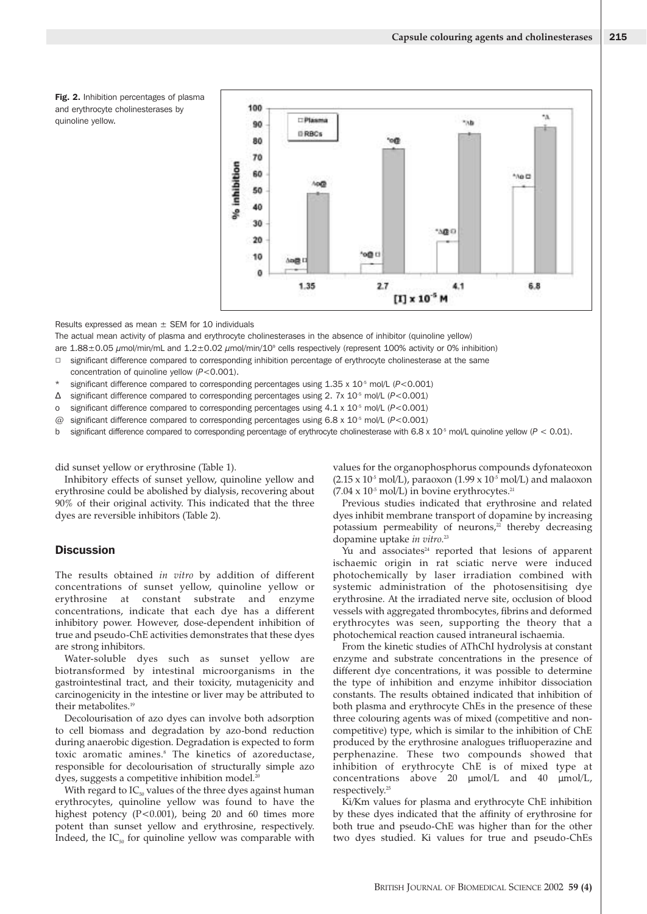**Fig. 2.** Inhibition percentages of plasma and erythrocyte cholinesterases by quinoline yellow.

Results expressed as mean ± SEM for 10 individuals

The actual mean activity of plasma and erythrocyte cholinesterases in the absence of inhibitor (quinoline yellow) are 1.88±0.05 µmol/min/mL and 1.2±0.02 µmol/min/$10^9$ cells respectively (represent 100% activity or 0% inhibition)

□ significant difference compared to corresponding inhibition percentage of erythrocyte cholinesterase at the same concentration of quinoline yellow ($P<0.001$).

\* significant difference compared to corresponding percentages using 1.35 x $10^{-5}$ mol/L ($P<0.001$)

Δ significant difference compared to corresponding percentages using 2. 7x $10^{-5}$ mol/L ($P<0.001$)

o significant difference compared to corresponding percentages using 4.1 x $10^{-5}$ mol/L ($P<0.001$)

@ significant difference compared to corresponding percentages using 6.8 x $10^{-5}$ mol/L ($P<0.001$)

b significant difference compared to corresponding percentage of erythrocyte cholinesterase with 6.8 x $10^{-5}$ mol/L quinoline yellow ($P < 0.01$).

did sunset yellow or erythrosine (Table 1).

Inhibitory effects of sunset yellow, quinoline yellow and erythrosine could be abolished by dialysis, recovering about 90% of their original activity. This indicated that the three dyes are reversible inhibitors (Table 2).

## Discussion

The results obtained *in vitro* by addition of different concentrations of sunset yellow, quinoline yellow or erythrosine at constant substrate and enzyme concentrations, indicate that each dye has a different inhibitory power. However, dose-dependent inhibition of true and pseudo-ChE activities demonstrates that these dyes are strong inhibitors.

Water-soluble dyes such as sunset yellow are biotransformed by intestinal microorganisms in the gastrointestinal tract, and their toxicity, mutagenicity and carcinogenicity in the intestine or liver may be attributed to their metabolites.[19]

Decolourisation of azo dyes can involve both adsorption to cell biomass and degradation by azo-bond reduction during anaerobic digestion. Degradation is expected to form toxic aromatic amines.[8] The kinetics of azoreductase, responsible for decolourisation of structurally simple azo dyes, suggests a competitive inhibition model.[20]

With regard to $IC_{50}$ values of the three dyes against human erythrocytes, quinoline yellow was found to have the highest potency ($P<0.001$), being 20 and 60 times more potent than sunset yellow and erythrosine, respectively. Indeed, the $IC_{50}$ for quinoline yellow was comparable with values for the organophosphorus compounds dyfonateoxon (2.15 x $10^{-5}$ mol/L), paraoxon (1.99 x $10^{-5}$ mol/L) and malaoxon (7.04 x $10^{-5}$ mol/L) in bovine erythrocytes.[21]

Previous studies indicated that erythrosine and related dyes inhibit membrane transport of dopamine by increasing potassium permeability of neurons,[22] thereby decreasing dopamine uptake *in vitro*.[23]

Yu and associates[24] reported that lesions of apparent ischaemic origin in rat sciatic nerve were induced photochemically by laser irradiation combined with systemic administration of the photosensitising dye erythrosine. At the irradiated nerve site, occlusion of blood vessels with aggregated thrombocytes, fibrins and deformed erythrocytes was seen, supporting the theory that a photochemical reaction caused intraneural ischaemia.

From the kinetic studies of AThChI hydrolysis at constant enzyme and substrate concentrations in the presence of different dye concentrations, it was possible to determine the type of inhibition and enzyme inhibitor dissociation constants. The results obtained indicated that inhibition of both plasma and erythrocyte ChEs in the presence of these three colouring agents was of mixed (competitive and non-competitive) type, which is similar to the inhibition of ChE produced by the erythrosine analogues trifluoperazine and perphenazine. These two compounds showed that inhibition of erythrocyte ChE is of mixed type at concentrations above 20 µmol/L and 40 µmol/L, respectively.[25]

Ki/Km values for plasma and erythrocyte ChE inhibition by these dyes indicated that the affinity of erythrosine for both true and pseudo-ChE was higher than for the other two dyes studied. Ki values for true and pseudo-ChEs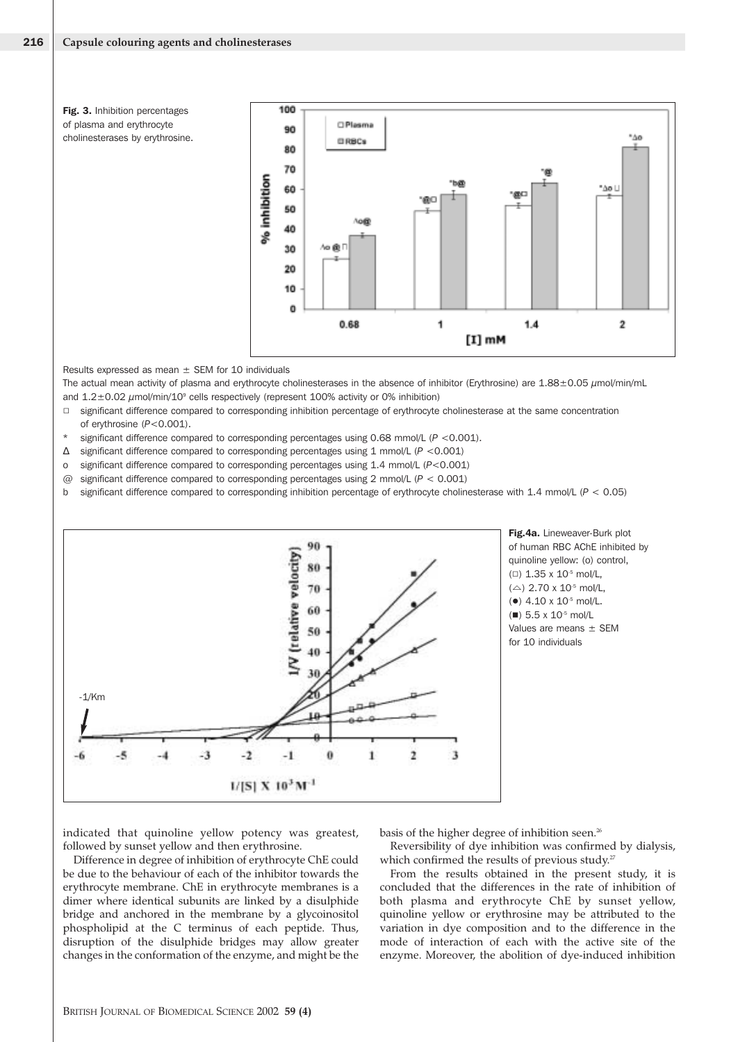**Fig. 3.** Inhibition percentages of plasma and erythrocyte cholinesterases by erythrosine.

Results expressed as mean ± SEM for 10 individuals

The actual mean activity of plasma and erythrocyte cholinesterases in the absence of inhibitor (Erythrosine) are 1.88±0.05 µmol/min/mL and 1.2±0.02 µmol/min/$10^9$ cells respectively (represent 100% activity or 0% inhibition)

□ significant difference compared to corresponding inhibition percentage of erythrocyte cholinesterase at the same concentration of erythrosine ($P<0.001$).

\* significant difference compared to corresponding percentages using 0.68 mmol/L ($P<0.001$).

Δ significant difference compared to corresponding percentages using 1 mmol/L ($P<0.001$)

o significant difference compared to corresponding percentages using 1.4 mmol/L ($P<0.001$)

@ significant difference compared to corresponding percentages using 2 mmol/L ($P<0.001$)

b significant difference compared to corresponding inhibition percentage of erythrocyte cholinesterase with 1.4 mmol/L ($P<0.05$)

**Fig.4a.** Lineweaver-Burk plot of human RBC AChE inhibited by quinoline yellow: (o) control, (□) 1.35 x $10^{-5}$ mol/L, (△) 2.70 x $10^{-5}$ mol/L, (●) 4.10 x $10^{-5}$ mol/L. (■) 5.5 x $10^{-5}$ mol/L Values are means ± SEM for 10 individuals

indicated that quinoline yellow potency was greatest, followed by sunset yellow and then erythrosine.

Difference in degree of inhibition of erythrocyte ChE could be due to the behaviour of each of the inhibitor towards the erythrocyte membrane. ChE in erythrocyte membranes is a dimer where identical subunits are linked by a disulphide bridge and anchored in the membrane by a glycoinositol phospholipid at the C terminus of each peptide. Thus, disruption of the disulphide bridges may allow greater changes in the conformation of the enzyme, and might be the basis of the higher degree of inhibition seen.[26]

Reversibility of dye inhibition was confirmed by dialysis, which confirmed the results of previous study.[27]

From the results obtained in the present study, it is concluded that the differences in the rate of inhibition of both plasma and erythrocyte ChE by sunset yellow, quinoline yellow or erythrosine may be attributed to the variation in dye composition and to the difference in the mode of interaction of each with the active site of the enzyme. Moreover, the abolition of dye-induced inhibition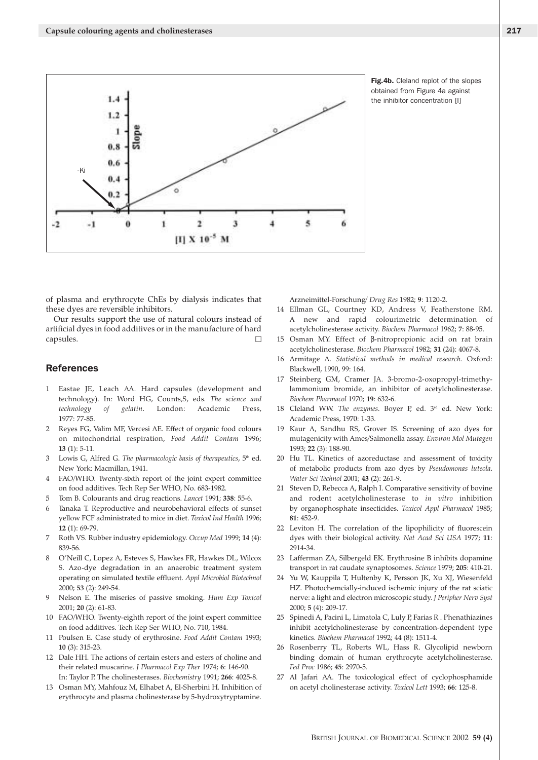1.4
1.2
1
0.8
0.6
0.4
0.2
Slope
-Ki
-2 -1 0 1 2 3 4 5 6
[I] X $10^{-5}$ M

**Fig.4b.** Cleland replot of the slopes obtained from Figure 4a against the inhibitor concentration [I]

of plasma and erythrocyte ChEs by dialysis indicates that these dyes are reversible inhibitors.

Our results support the use of natural colours instead of artificial dyes in food additives or in the manufacture of hard capsules. □

## References

1. Eastae JE, Leach AA. Hard capsules (development and technology). In: Word HG, Counts,S, eds. *The science and technology of gelatin*. London: Academic Press, 1977: 77-85.
2. Reyes FG, Valim MF, Vercesi AE. Effect of organic food colours on mitochondrial respiration, *Food Addit Contam* 1996; **13** (1): 5-11.
3. Lowis G, Alfred G. *The pharmacologic basis of therapeutics*, 5th ed. New York: Macmillan, 1941.
4. FAO/WHO. Twenty-sixth report of the joint expert committee on food additives. Tech Rep Ser WHO, No. 683-1982.
5. Tom B. Colourants and drug reactions. *Lancet* 1991; **338**: 55-6.
6. Tanaka T. Reproductive and neurobehavioral effects of sunset yellow FCF administrated to mice in diet. *Toxicol Ind Health* 1996; **12** (1): 69-79.
7. Roth VS. Rubber industry epidemiology. *Occup Med* 1999; **14** (4): 839-56.
8. O'Neill C, Lopez A, Esteves S, Hawkes FR, Hawkes DL, Wilcox S. Azo-dye degradation in an anaerobic treatment system operating on simulated textile effluent. *Appl Microbiol Biotechnol* 2000; **53** (2): 249-54.
9. Nelson E. The miseries of passive smoking. *Hum Exp Toxicol* 2001; **20** (2): 61-83.
10. FAO/WHO. Twenty-eighth report of the joint expert committee on food additives. Tech Rep Ser WHO, No. 710, 1984.
11. Poulsen E. Case study of erythrosine. *Food Addit Contam* 1993; **10** (3): 315-23.
12. Dale HH. The actions of certain esters and esters of choline and their related muscarine. *J Pharmacol Exp Ther* 1974; **6**: 146-90. In: Taylor P. The cholinesterases. *Biochemistry* 1991; **266**: 4025-8.
13. Osman MY, Mahfouz M, Elhabet A, El-Sherbini H. Inhibition of erythrocyte and plasma cholinesterase by 5-hydroxytryptamine. Arzneimittel-Forschung/ *Drug Res* 1982; **9**: 1120-2.
14. Ellman GL, Courtney KD, Andress V, Featherstone RM. A new and rapid colourimetric determination of acetylcholinesterase activity. *Biochem Pharmacol* 1962; **7**: 88-95.
15. Osman MY. Effect of β-nitropropionic acid on rat brain acetylcholinesterase. *Biochem Pharmacol* 1982; **31** (24): 4067-8.
16. Armitage A. *Statistical methods in medical research*. Oxford: Blackwell, 1990, 99: 164.
17. Steinberg GM, Cramer JA. 3-bromo-2-oxopropyl-trimethylammonium bromide, an inhibitor of acetylcholinesterase. *Biochem Pharmacol* 1970; **19**: 632-6.
18. Cleland WW. *The enzymes*. Boyer P, ed. 3rd ed. New York: Academic Press, 1970: 1-33.
19. Kaur A, Sandhu RS, Grover IS. Screening of azo dyes for mutagenicity with Ames/Salmonella assay. *Environ Mol Mutagen* 1993; **22** (3): 188-90.
20. Hu TL. Kinetics of azoreductase and assessment of toxicity of metabolic products from azo dyes by *Pseudomonas luteola*. *Water Sci Technol* 2001; **43** (2): 261-9.
21. Steven D, Rebecca A, Ralph I. Comparative sensitivity of bovine and rodent acetylcholinesterase to *in vitro* inhibition by organophosphate insecticides. *Toxicol Appl Pharmacol* 1985; **81**: 452-9.
22. Leviton H. The correlation of the lipophilicity of fluorescein dyes with their biological activity. *Nat Acad Sci USA* 1977; **11**: 2914-34.
23. Lafferman ZA, Silbergeld EK. Erythrosine B inhibits dopamine transport in rat caudate synaptosomes. *Science* 1979; **205**: 410-21.
24. Yu W, Kauppila T, Hultenby K, Persson JK, Xu XJ, Wiesenfeld HZ. Photochemcially-induced ischemic injury of the rat sciatic nerve: a light and electron microscopic study. *J Peripher Nerv Syst* 2000; **5** (4): 209-17.
25. Spinedi A, Pacini L, Limatola C, Luly P, Farias R . Phenathiazines inhibit acetylcholinesterase by concentration-dependent type kinetics. *Biochem Pharmacol* 1992; 44 (8): 1511-4.
26. Rosenberry TL, Roberts WL, Hass R. Glycolipid newborn binding domain of human erythrocyte acetylcholinesterase. *Fed Proc* 1986; **45**: 2970-5.
27. Al Jafari AA. The toxicological effect of cyclophosphamide on acetyl cholinesterase activity. *Toxicol Lett* 1993; **66**: 125-8.